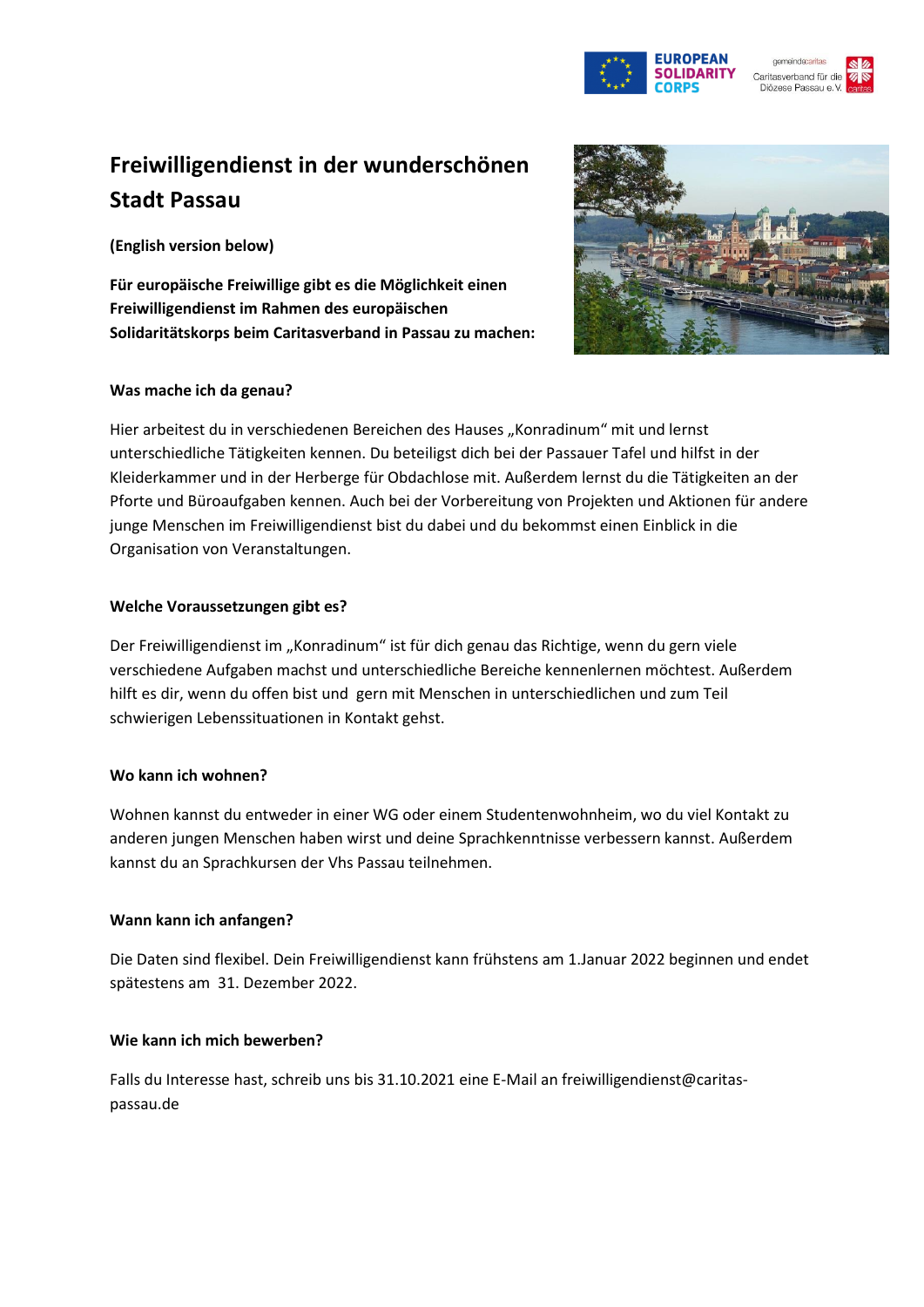# Freiwilligendienst in der wunderschönen Stadt Passau

**(English version below)**

**Für europäische Freiwillige gibt es die Möglichkeit einen Freiwilligendienst im Rahmen des europäischen Solidaritätskorps beim Caritasverband in Passau zu machen:**

### Was mache ich da genau?

Hier arbeitest du in verschiedenen Bereichen des Hauses „Konradinum“ mit und lernst unterschiedliche Tätigkeiten kennen. Du beteiligst dich bei der Passauer Tafel und hilfst in der Kleiderkammer und in der Herberge für Obdachlose mit. Außerdem lernst du die Tätigkeiten an der Pforte und Büroaufgaben kennen. Auch bei der Vorbereitung von Projekten und Aktionen für andere junge Menschen im Freiwilligendienst bist du dabei und du bekommst einen Einblick in die Organisation von Veranstaltungen.

### Welche Voraussetzungen gibt es?

Der Freiwilligendienst im „Konradinum“ ist für dich genau das Richtige, wenn du gern viele verschiedene Aufgaben machst und unterschiedliche Bereiche kennenlernen möchtest. Außerdem hilft es dir, wenn du offen bist und gern mit Menschen in unterschiedlichen und zum Teil schwierigen Lebenssituationen in Kontakt gehst.

### Wo kann ich wohnen?

Wohnen kannst du entweder in einer WG oder einem Studentenwohnheim, wo du viel Kontakt zu anderen jungen Menschen haben wirst und deine Sprachkenntnisse verbessern kannst. Außerdem kannst du an Sprachkursen der Vhs Passau teilnehmen.

### Wann kann ich anfangen?

Die Daten sind flexibel. Dein Freiwilligendienst kann frühstens am 1.Januar 2022 beginnen und endet spätestens am 31. Dezember 2022.

### Wie kann ich mich bewerben?

Falls du Interesse hast, schreib uns bis 31.10.2021 eine E-Mail an freiwilligendienst@caritas-passau.de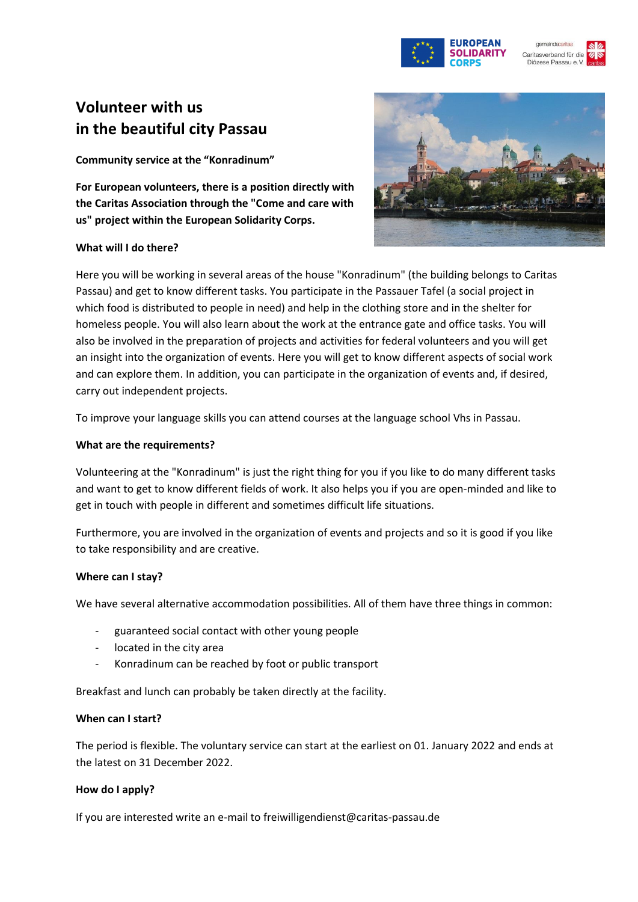# Volunteer with us in the beautiful city Passau

**Community service at the "Konradinum"**

**For European volunteers, there is a position directly with the Caritas Association through the "Come and care with us" project within the European Solidarity Corps.**

**What will I do there?**

Here you will be working in several areas of the house "Konradinum" (the building belongs to Caritas Passau) and get to know different tasks. You participate in the Passauer Tafel (a social project in which food is distributed to people in need) and help in the clothing store and in the shelter for homeless people. You will also learn about the work at the entrance gate and office tasks. You will also be involved in the preparation of projects and activities for federal volunteers and you will get an insight into the organization of events. Here you will get to know different aspects of social work and can explore them. In addition, you can participate in the organization of events and, if desired, carry out independent projects.

To improve your language skills you can attend courses at the language school Vhs in Passau.

**What are the requirements?**

Volunteering at the "Konradinum" is just the right thing for you if you like to do many different tasks and want to get to know different fields of work. It also helps you if you are open-minded and like to get in touch with people in different and sometimes difficult life situations.

Furthermore, you are involved in the organization of events and projects and so it is good if you like to take responsibility and are creative.

**Where can I stay?**

We have several alternative accommodation possibilities. All of them have three things in common:

- guaranteed social contact with other young people
- located in the city area
- Konradinum can be reached by foot or public transport

Breakfast and lunch can probably be taken directly at the facility.

**When can I start?**

The period is flexible. The voluntary service can start at the earliest on 01. January 2022 and ends at the latest on 31 December 2022.

**How do I apply?**

If you are interested write an e-mail to freiwilligendienst@caritas-passau.de